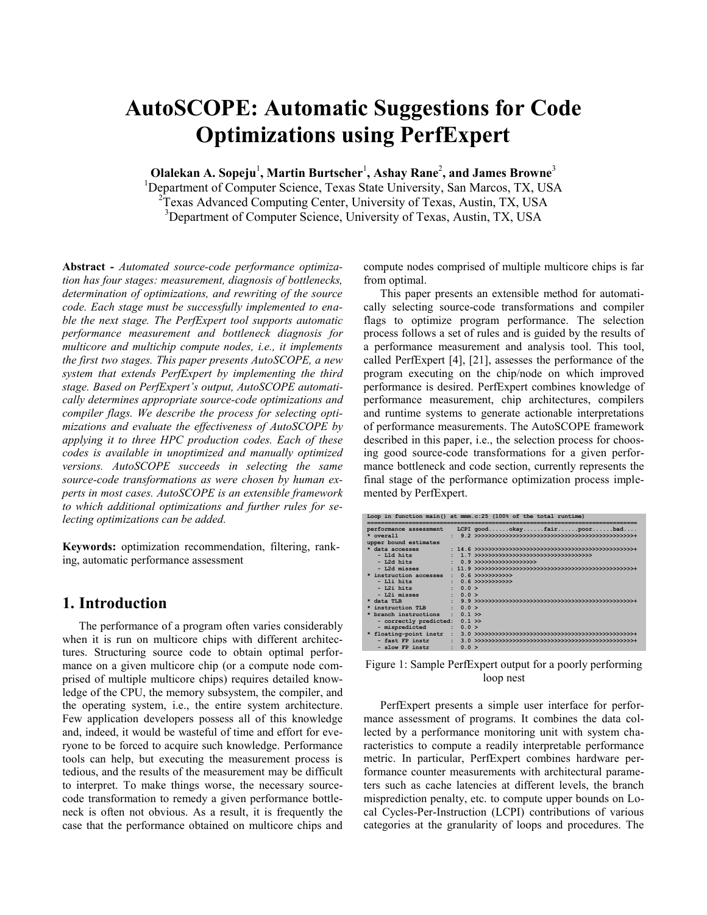# AutoSCOPE: Automatic Suggestions for Code Optimizations using PerfExpert

**Olalekan A. Sopeju[1], Martin Burtscher[1], Ashay Rane[2], and James Browne[3]**

[1]Department of Computer Science, Texas State University, San Marcos, TX, USA
[2]Texas Advanced Computing Center, University of Texas, Austin, TX, USA
[3]Department of Computer Science, University of Texas, Austin, TX, USA

**Abstract -** *Automated source-code performance optimization has four stages: measurement, diagnosis of bottlenecks, determination of optimizations, and rewriting of the source code. Each stage must be successfully implemented to enable the next stage. The PerfExpert tool supports automatic performance measurement and bottleneck diagnosis for multicore and multichip compute nodes, i.e., it implements the first two stages. This paper presents AutoSCOPE, a new system that extends PerfExpert by implementing the third stage. Based on PerfExpert's output, AutoSCOPE automatically determines appropriate source-code optimizations and compiler flags. We describe the process for selecting optimizations and evaluate the effectiveness of AutoSCOPE by applying it to three HPC production codes. Each of these codes is available in unoptimized and manually optimized versions. AutoSCOPE succeeds in selecting the same source-code transformations as were chosen by human experts in most cases. AutoSCOPE is an extensible framework to which additional optimizations and further rules for selecting optimizations can be added.*

**Keywords:** optimization recommendation, filtering, ranking, automatic performance assessment

## 1. Introduction

The performance of a program often varies considerably when it is run on multicore chips with different architectures. Structuring source code to obtain optimal performance on a given multicore chip (or a compute node comprised of multiple multicore chips) requires detailed knowledge of the CPU, the memory subsystem, the compiler, and the operating system, i.e., the entire system architecture. Few application developers possess all of this knowledge and, indeed, it would be wasteful of time and effort for everyone to be forced to acquire such knowledge. Performance tools can help, but executing the measurement process is tedious, and the results of the measurement may be difficult to interpret. To make things worse, the necessary source-code transformation to remedy a given performance bottleneck is often not obvious. As a result, it is frequently the case that the performance obtained on multicore chips and compute nodes comprised of multiple multicore chips is far from optimal.

This paper presents an extensible method for automatically selecting source-code transformations and compiler flags to optimize program performance. The selection process follows a set of rules and is guided by the results of a performance measurement and analysis tool. This tool, called PerfExpert [4], [21], assesses the performance of the program executing on the chip/node on which improved performance is desired. PerfExpert combines knowledge of performance measurement, chip architectures, compilers and runtime systems to generate actionable interpretations of performance measurements. The AutoSCOPE framework described in this paper, i.e., the selection process for choosing good source-code transformations for a given performance bottleneck and code section, currently represents the final stage of the performance optimization process implemented by PerfExpert.

```
Loop in function main() at mmm.c:25 (100% of the total runtime)
===============================================================================
performance assessment    LCPI good......okay......fair......poor......bad....
* overall               :  9.2 >>>>>>>>>>>>>>>>>>>>>>>>>>>>>>>>>>>>>>>>>>>>>>+
upper bound estimates
* data accesses         : 14.6 >>>>>>>>>>>>>>>>>>>>>>>>>>>>>>>>>>>>>>>>>>>>>>+
   - L1d hits           :  1.7 >>>>>>>>>>>>>>>>>>>>>>>>>>>>>>>>>>
   - L2d hits           :  0.9 >>>>>>>>>>>>>>>>>>
   - L2d misses         : 11.9 >>>>>>>>>>>>>>>>>>>>>>>>>>>>>>>>>>>>>>>>>>>>>>+
* instruction accesses  :  0.6 >>>>>>>>>>>
   - L1i hits           :  0.6 >>>>>>>>>>>
   - L2i hits           :  0.0 >
   - L2i misses         :  0.0 >
* data TLB              :  9.9 >>>>>>>>>>>>>>>>>>>>>>>>>>>>>>>>>>>>>>>>>>>>>>+
* instruction TLB       :  0.0 >
* branch instructions   :  0.1 >>
   - correctly predicted:  0.1 >>
   - mispredicted       :  0.0 >
* floating-point instr  :  3.0 >>>>>>>>>>>>>>>>>>>>>>>>>>>>>>>>>>>>>>>>>>>>>>+
   - fast FP instr      :  3.0 >>>>>>>>>>>>>>>>>>>>>>>>>>>>>>>>>>>>>>>>>>>>>>+
   - slow FP instr      :  0.0 >
```

Figure 1: Sample PerfExpert output for a poorly performing loop nest

PerfExpert presents a simple user interface for performance assessment of programs. It combines the data collected by a performance monitoring unit with system characteristics to compute a readily interpretable performance metric. In particular, PerfExpert combines hardware performance counter measurements with architectural parameters such as cache latencies at different levels, the branch misprediction penalty, etc. to compute upper bounds on Local Cycles-Per-Instruction (LCPI) contributions of various categories at the granularity of loops and procedures. The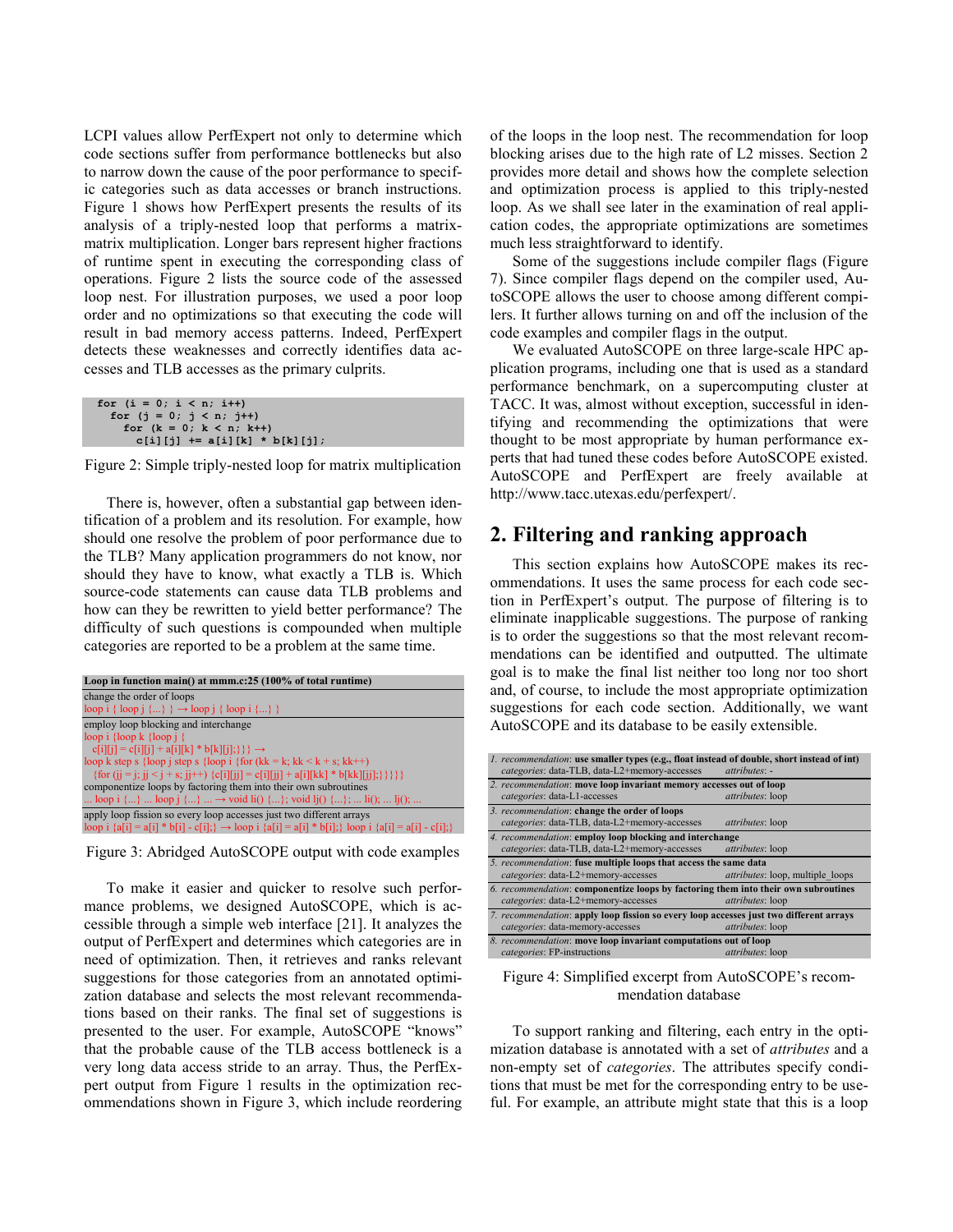LCPI values allow PerfExpert not only to determine which code sections suffer from performance bottlenecks but also to narrow down the cause of the poor performance to specific categories such as data accesses or branch instructions. Figure 1 shows how PerfExpert presents the results of its analysis of a triply-nested loop that performs a matrix-matrix multiplication. Longer bars represent higher fractions of runtime spent in executing the corresponding class of operations. Figure 2 lists the source code of the assessed loop nest. For illustration purposes, we used a poor loop order and no optimizations so that executing the code will result in bad memory access patterns. Indeed, PerfExpert detects these weaknesses and correctly identifies data accesses and TLB accesses as the primary culprits.

```
for (i = 0; i < n; i++)
  for (j = 0; j < n; j++)
    for (k = 0; k < n; k++)
      c[i][j] += a[i][k] * b[k][j];
```

Figure 2: Simple triply-nested loop for matrix multiplication

There is, however, often a substantial gap between identification of a problem and its resolution. For example, how should one resolve the problem of poor performance due to the TLB? Many application programmers do not know, nor should they have to know, what exactly a TLB is. Which source-code statements can cause data TLB problems and how can they be rewritten to yield better performance? The difficulty of such questions is compounded when multiple categories are reported to be a problem at the same time.

| Loop in function main() at mmm.c:25 (100% of total runtime) |
|---|
| change the order of loops<br>loop i { loop j {...} } → loop j { loop i {...} } |
| employ loop blocking and interchange<br>loop i {loop k {loop j {<br>c[i][j] = c[i][j] + a[i][k] * b[k][j];}}} →<br>loop k step s {loop j step s {loop i {for (kk = k; kk < k + s; kk++)<br>{for (jj = j; jj < j + s; jj++) {c[i][jj] = c[i][jj] + a[i][kk] * b[kk][jj];}}}}}<br>componentize loops by factoring them into their own subroutines<br>... loop i {...} ... loop j {...} ... → void li() {...}; void lj() {...}; ... li(); ... lj(); ... |
| apply loop fission so every loop accesses just two different arrays<br>loop i {a[i] = a[i] * b[i] - c[i];} → loop i {a[i] = a[i] * b[i];} loop i {a[i] = a[i] - c[i];} |

Figure 3: Abridged AutoSCOPE output with code examples

To make it easier and quicker to resolve such performance problems, we designed AutoSCOPE, which is accessible through a simple web interface [21]. It analyzes the output of PerfExpert and determines which categories are in need of optimization. Then, it retrieves and ranks relevant suggestions for those categories from an annotated optimization database and selects the most relevant recommendations based on their ranks. The final set of suggestions is presented to the user. For example, AutoSCOPE "knows" that the probable cause of the TLB access bottleneck is a very long data access stride to an array. Thus, the PerfExpert output from Figure 1 results in the optimization recommendations shown in Figure 3, which include reordering of the loops in the loop nest. The recommendation for loop blocking arises due to the high rate of L2 misses. Section 2 provides more detail and shows how the complete selection and optimization process is applied to this triply-nested loop. As we shall see later in the examination of real application codes, the appropriate optimizations are sometimes much less straightforward to identify.

Some of the suggestions include compiler flags (Figure 7). Since compiler flags depend on the compiler used, AutoSCOPE allows the user to choose among different compilers. It further allows turning on and off the inclusion of the code examples and compiler flags in the output.

We evaluated AutoSCOPE on three large-scale HPC application programs, including one that is used as a standard performance benchmark, on a supercomputing cluster at TACC. It was, almost without exception, successful in identifying and recommending the optimizations that were thought to be most appropriate by human performance experts that had tuned these codes before AutoSCOPE existed. AutoSCOPE and PerfExpert are freely available at http://www.tacc.utexas.edu/perfexpert/.

## 2. Filtering and ranking approach

This section explains how AutoSCOPE makes its recommendations. It uses the same process for each code section in PerfExpert's output. The purpose of filtering is to eliminate inapplicable suggestions. The purpose of ranking is to order the suggestions so that the most relevant recommendations can be identified and outputted. The ultimate goal is to make the final list neither too long nor too short and, of course, to include the most appropriate optimization suggestions for each code section. Additionally, we want AutoSCOPE and its database to be easily extensible.

| # | recommendation | categories | attributes |
|---|---|---|---|
| 1. | **use smaller types (e.g., float instead of double, short instead of int)** | data-TLB, data-L2+memory-accesses | - |
| 2. | **move loop invariant memory accesses out of loop** | data-L1-accesses | loop |
| 3. | **change the order of loops** | data-TLB, data-L2+memory-accesses | loop |
| 4. | **employ loop blocking and interchange** | data-TLB, data-L2+memory-accesses | loop |
| 5. | **fuse multiple loops that access the same data** | data-L2+memory-accesses | loop, multiple_loops |
| 6. | **componentize loops by factoring them into their own subroutines** | data-L2+memory-accesses | loop |
| 7. | **apply loop fission so every loop accesses just two different arrays** | data-memory-accesses | loop |
| 8. | **move loop invariant computations out of loop** | FP-instructions | loop |

Figure 4: Simplified excerpt from AutoSCOPE's recommendation database

To support ranking and filtering, each entry in the optimization database is annotated with a set of *attributes* and a non-empty set of *categories*. The attributes specify conditions that must be met for the corresponding entry to be useful. For example, an attribute might state that this is a loop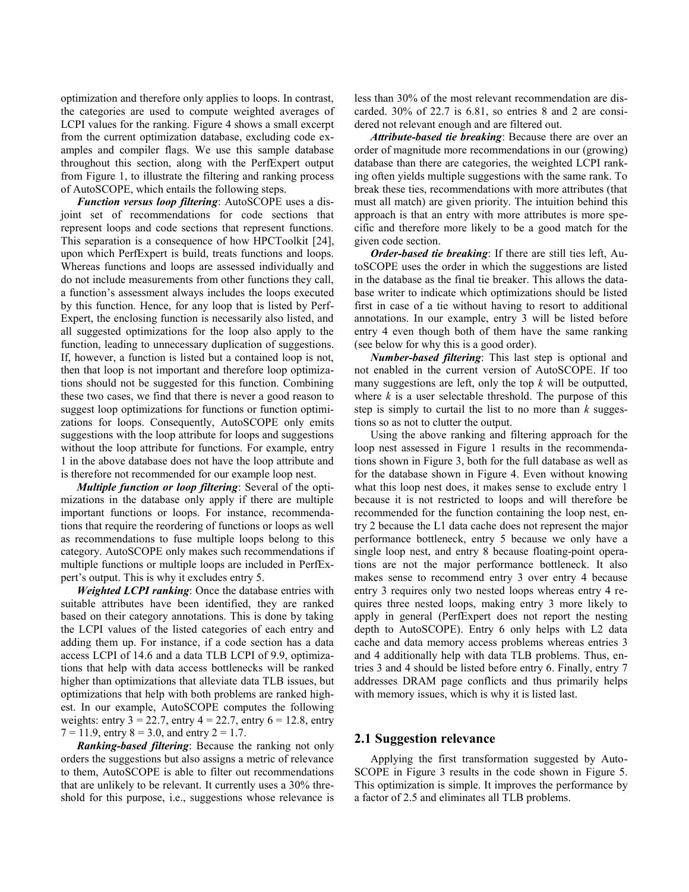optimization and therefore only applies to loops. In contrast, the categories are used to compute weighted averages of LCPI values for the ranking. Figure 4 shows a small excerpt from the current optimization database, excluding code examples and compiler flags. We use this sample database throughout this section, along with the PerfExpert output from Figure 1, to illustrate the filtering and ranking process of AutoSCOPE, which entails the following steps.

***Function versus loop filtering***: AutoSCOPE uses a disjoint set of recommendations for code sections that represent loops and code sections that represent functions. This separation is a consequence of how HPCToolkit [24], upon which PerfExpert is build, treats functions and loops. Whereas functions and loops are assessed individually and do not include measurements from other functions they call, a function's assessment always includes the loops executed by this function. Hence, for any loop that is listed by PerfExpert, the enclosing function is necessarily also listed, and all suggested optimizations for the loop also apply to the function, leading to unnecessary duplication of suggestions. If, however, a function is listed but a contained loop is not, then that loop is not important and therefore loop optimizations should not be suggested for this function. Combining these two cases, we find that there is never a good reason to suggest loop optimizations for functions or function optimizations for loops. Consequently, AutoSCOPE only emits suggestions with the loop attribute for loops and suggestions without the loop attribute for functions. For example, entry 1 in the above database does not have the loop attribute and is therefore not recommended for our example loop nest.

***Multiple function or loop filtering***: Several of the optimizations in the database only apply if there are multiple important functions or loops. For instance, recommendations that require the reordering of functions or loops as well as recommendations to fuse multiple loops belong to this category. AutoSCOPE only makes such recommendations if multiple functions or multiple loops are included in PerfExpert's output. This is why it excludes entry 5.

***Weighted LCPI ranking***: Once the database entries with suitable attributes have been identified, they are ranked based on their category annotations. This is done by taking the LCPI values of the listed categories of each entry and adding them up. For instance, if a code section has a data access LCPI of 14.6 and a data TLB LCPI of 9.9, optimizations that help with data access bottlenecks will be ranked higher than optimizations that alleviate data TLB issues, but optimizations that help with both problems are ranked highest. In our example, AutoSCOPE computes the following weights: entry 3 = 22.7, entry 4 = 22.7, entry 6 = 12.8, entry 7 = 11.9, entry 8 = 3.0, and entry 2 = 1.7.

***Ranking-based filtering***: Because the ranking not only orders the suggestions but also assigns a metric of relevance to them, AutoSCOPE is able to filter out recommendations that are unlikely to be relevant. It currently uses a 30% threshold for this purpose, i.e., suggestions whose relevance is less than 30% of the most relevant recommendation are discarded. 30% of 22.7 is 6.81, so entries 8 and 2 are considered not relevant enough and are filtered out.

***Attribute-based tie breaking***: Because there are over an order of magnitude more recommendations in our (growing) database than there are categories, the weighted LCPI ranking often yields multiple suggestions with the same rank. To break these ties, recommendations with more attributes (that must all match) are given priority. The intuition behind this approach is that an entry with more attributes is more specific and therefore more likely to be a good match for the given code section.

***Order-based tie breaking***: If there are still ties left, AutoSCOPE uses the order in which the suggestions are listed in the database as the final tie breaker. This allows the database writer to indicate which optimizations should be listed first in case of a tie without having to resort to additional annotations. In our example, entry 3 will be listed before entry 4 even though both of them have the same ranking (see below for why this is a good order).

***Number-based filtering***: This last step is optional and not enabled in the current version of AutoSCOPE. If too many suggestions are left, only the top $k$ will be outputted, where $k$ is a user selectable threshold. The purpose of this step is simply to curtail the list to no more than $k$ suggestions so as not to clutter the output.

Using the above ranking and filtering approach for the loop nest assessed in Figure 1 results in the recommendations shown in Figure 3, both for the full database as well as for the database shown in Figure 4. Even without knowing what this loop nest does, it makes sense to exclude entry 1 because it is not restricted to loops and will therefore be recommended for the function containing the loop nest, entry 2 because the L1 data cache does not represent the major performance bottleneck, entry 5 because we only have a single loop nest, and entry 8 because floating-point operations are not the major performance bottleneck. It also makes sense to recommend entry 3 over entry 4 because entry 3 requires only two nested loops whereas entry 4 requires three nested loops, making entry 3 more likely to apply in general (PerfExpert does not report the nesting depth to AutoSCOPE). Entry 6 only helps with L2 data cache and data memory access problems whereas entries 3 and 4 additionally help with data TLB problems. Thus, entries 3 and 4 should be listed before entry 6. Finally, entry 7 addresses DRAM page conflicts and thus primarily helps with memory issues, which is why it is listed last.

## 2.1 Suggestion relevance

Applying the first transformation suggested by AutoSCOPE in Figure 3 results in the code shown in Figure 5. This optimization is simple. It improves the performance by a factor of 2.5 and eliminates all TLB problems.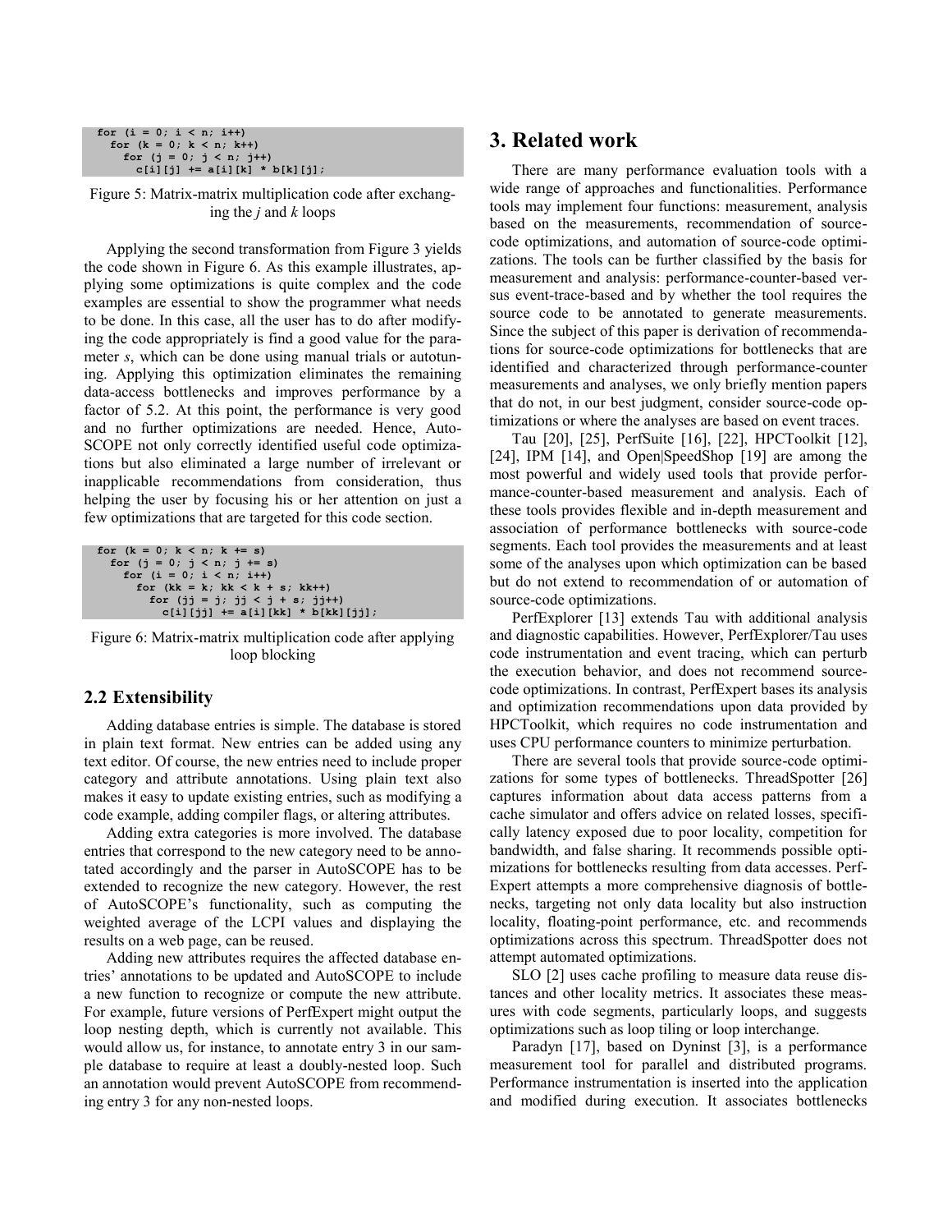```
for (i = 0; i < n; i++)
  for (k = 0; k < n; k++)
    for (j = 0; j < n; j++)
      c[i][j] += a[i][k] * b[k][j];
```

Figure 5: Matrix-matrix multiplication code after exchanging the *j* and *k* loops

Applying the second transformation from Figure 3 yields the code shown in Figure 6. As this example illustrates, applying some optimizations is quite complex and the code examples are essential to show the programmer what needs to be done. In this case, all the user has to do after modifying the code appropriately is find a good value for the parameter *s*, which can be done using manual trials or autotuning. Applying this optimization eliminates the remaining data-access bottlenecks and improves performance by a factor of 5.2. At this point, the performance is very good and no further optimizations are needed. Hence, AutoSCOPE not only correctly identified useful code optimizations but also eliminated a large number of irrelevant or inapplicable recommendations from consideration, thus helping the user by focusing his or her attention on just a few optimizations that are targeted for this code section.

```
for (k = 0; k < n; k += s)
  for (j = 0; j < n; j += s)
    for (i = 0; i < n; i++)
      for (kk = k; kk < k + s; kk++)
        for (jj = j; jj < j + s; jj++)
          c[i][jj] += a[i][kk] * b[kk][jj];
```

Figure 6: Matrix-matrix multiplication code after applying loop blocking

## 2.2 Extensibility

Adding database entries is simple. The database is stored in plain text format. New entries can be added using any text editor. Of course, the new entries need to include proper category and attribute annotations. Using plain text also makes it easy to update existing entries, such as modifying a code example, adding compiler flags, or altering attributes.

Adding extra categories is more involved. The database entries that correspond to the new category need to be annotated accordingly and the parser in AutoSCOPE has to be extended to recognize the new category. However, the rest of AutoSCOPE's functionality, such as computing the weighted average of the LCPI values and displaying the results on a web page, can be reused.

Adding new attributes requires the affected database entries' annotations to be updated and AutoSCOPE to include a new function to recognize or compute the new attribute. For example, future versions of PerfExpert might output the loop nesting depth, which is currently not available. This would allow us, for instance, to annotate entry 3 in our sample database to require at least a doubly-nested loop. Such an annotation would prevent AutoSCOPE from recommending entry 3 for any non-nested loops.

# 3. Related work

There are many performance evaluation tools with a wide range of approaches and functionalities. Performance tools may implement four functions: measurement, analysis based on the measurements, recommendation of source-code optimizations, and automation of source-code optimizations. The tools can be further classified by the basis for measurement and analysis: performance-counter-based versus event-trace-based and by whether the tool requires the source code to be annotated to generate measurements. Since the subject of this paper is derivation of recommendations for source-code optimizations for bottlenecks that are identified and characterized through performance-counter measurements and analyses, we only briefly mention papers that do not, in our best judgment, consider source-code optimizations or where the analyses are based on event traces.

Tau [20], [25], PerfSuite [16], [22], HPCToolkit [12], [24], IPM [14], and Open|SpeedShop [19] are among the most powerful and widely used tools that provide performance-counter-based measurement and analysis. Each of these tools provides flexible and in-depth measurement and association of performance bottlenecks with source-code segments. Each tool provides the measurements and at least some of the analyses upon which optimization can be based but do not extend to recommendation of or automation of source-code optimizations.

PerfExplorer [13] extends Tau with additional analysis and diagnostic capabilities. However, PerfExplorer/Tau uses code instrumentation and event tracing, which can perturb the execution behavior, and does not recommend source-code optimizations. In contrast, PerfExpert bases its analysis and optimization recommendations upon data provided by HPCToolkit, which requires no code instrumentation and uses CPU performance counters to minimize perturbation.

There are several tools that provide source-code optimizations for some types of bottlenecks. ThreadSpotter [26] captures information about data access patterns from a cache simulator and offers advice on related losses, specifically latency exposed due to poor locality, competition for bandwidth, and false sharing. It recommends possible optimizations for bottlenecks resulting from data accesses. PerfExpert attempts a more comprehensive diagnosis of bottlenecks, targeting not only data locality but also instruction locality, floating-point performance, etc. and recommends optimizations across this spectrum. ThreadSpotter does not attempt automated optimizations.

SLO [2] uses cache profiling to measure data reuse distances and other locality metrics. It associates these measures with code segments, particularly loops, and suggests optimizations such as loop tiling or loop interchange.

Paradyn [17], based on Dyninst [3], is a performance measurement tool for parallel and distributed programs. Performance instrumentation is inserted into the application and modified during execution. It associates bottlenecks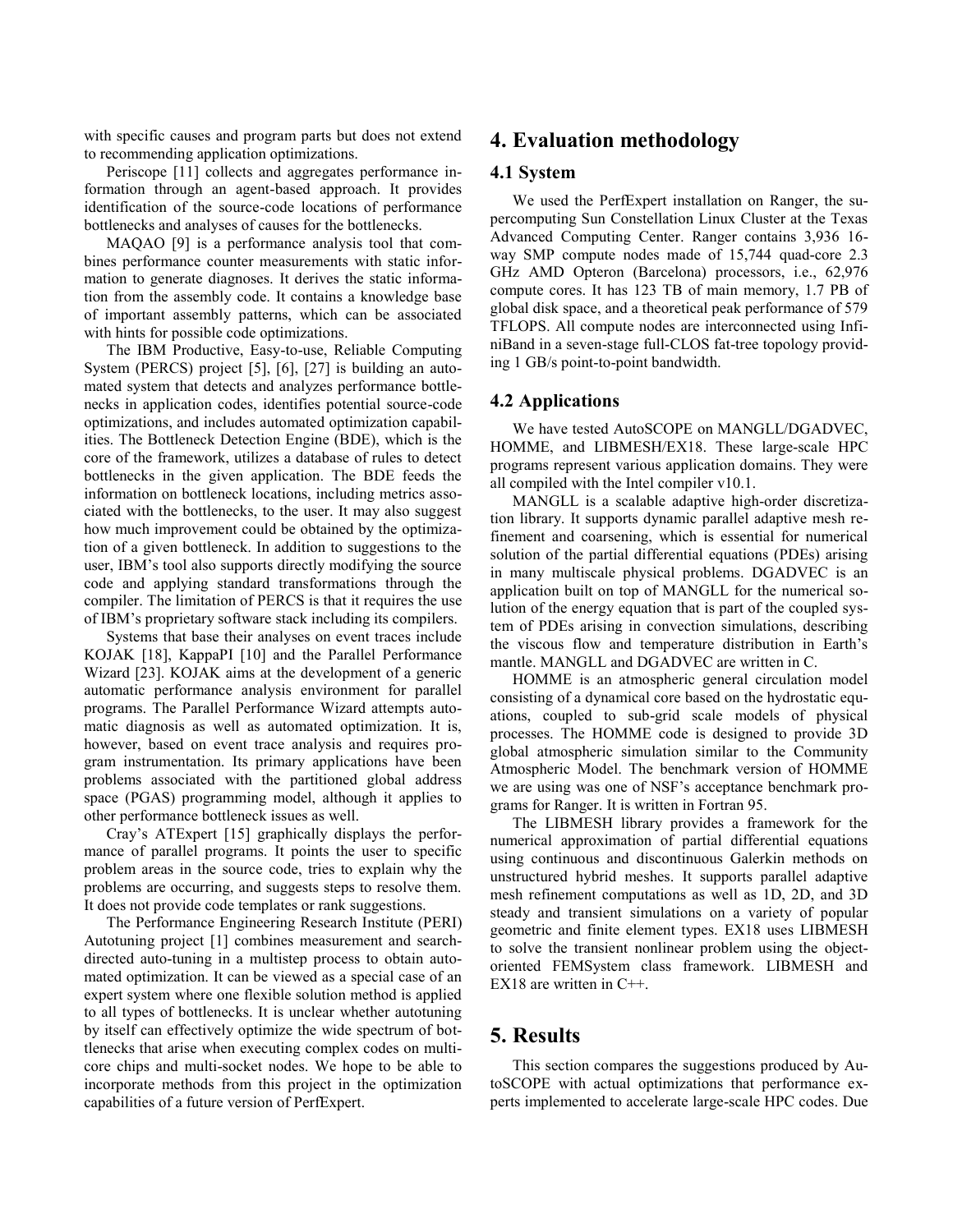with specific causes and program parts but does not extend to recommending application optimizations.

Periscope [11] collects and aggregates performance information through an agent-based approach. It provides identification of the source-code locations of performance bottlenecks and analyses of causes for the bottlenecks.

MAQAO [9] is a performance analysis tool that combines performance counter measurements with static information to generate diagnoses. It derives the static information from the assembly code. It contains a knowledge base of important assembly patterns, which can be associated with hints for possible code optimizations.

The IBM Productive, Easy-to-use, Reliable Computing System (PERCS) project [5], [6], [27] is building an automated system that detects and analyzes performance bottlenecks in application codes, identifies potential source-code optimizations, and includes automated optimization capabilities. The Bottleneck Detection Engine (BDE), which is the core of the framework, utilizes a database of rules to detect bottlenecks in the given application. The BDE feeds the information on bottleneck locations, including metrics associated with the bottlenecks, to the user. It may also suggest how much improvement could be obtained by the optimization of a given bottleneck. In addition to suggestions to the user, IBM's tool also supports directly modifying the source code and applying standard transformations through the compiler. The limitation of PERCS is that it requires the use of IBM's proprietary software stack including its compilers.

Systems that base their analyses on event traces include KOJAK [18], KappaPI [10] and the Parallel Performance Wizard [23]. KOJAK aims at the development of a generic automatic performance analysis environment for parallel programs. The Parallel Performance Wizard attempts automatic diagnosis as well as automated optimization. It is, however, based on event trace analysis and requires program instrumentation. Its primary applications have been problems associated with the partitioned global address space (PGAS) programming model, although it applies to other performance bottleneck issues as well.

Cray's ATExpert [15] graphically displays the performance of parallel programs. It points the user to specific problem areas in the source code, tries to explain why the problems are occurring, and suggests steps to resolve them. It does not provide code templates or rank suggestions.

The Performance Engineering Research Institute (PERI) Autotuning project [1] combines measurement and search-directed auto-tuning in a multistep process to obtain automated optimization. It can be viewed as a special case of an expert system where one flexible solution method is applied to all types of bottlenecks. It is unclear whether autotuning by itself can effectively optimize the wide spectrum of bottlenecks that arise when executing complex codes on multicore chips and multi-socket nodes. We hope to be able to incorporate methods from this project in the optimization capabilities of a future version of PerfExpert.

# 4. Evaluation methodology

## 4.1 System

We used the PerfExpert installation on Ranger, the supercomputing Sun Constellation Linux Cluster at the Texas Advanced Computing Center. Ranger contains 3,936 16-way SMP compute nodes made of 15,744 quad-core 2.3 GHz AMD Opteron (Barcelona) processors, i.e., 62,976 compute cores. It has 123 TB of main memory, 1.7 PB of global disk space, and a theoretical peak performance of 579 TFLOPS. All compute nodes are interconnected using InfiniBand in a seven-stage full-CLOS fat-tree topology providing 1 GB/s point-to-point bandwidth.

## 4.2 Applications

We have tested AutoSCOPE on MANGLL/DGADVEC, HOMME, and LIBMESH/EX18. These large-scale HPC programs represent various application domains. They were all compiled with the Intel compiler v10.1.

MANGLL is a scalable adaptive high-order discretization library. It supports dynamic parallel adaptive mesh refinement and coarsening, which is essential for numerical solution of the partial differential equations (PDEs) arising in many multiscale physical problems. DGADVEC is an application built on top of MANGLL for the numerical solution of the energy equation that is part of the coupled system of PDEs arising in convection simulations, describing the viscous flow and temperature distribution in Earth's mantle. MANGLL and DGADVEC are written in C.

HOMME is an atmospheric general circulation model consisting of a dynamical core based on the hydrostatic equations, coupled to sub-grid scale models of physical processes. The HOMME code is designed to provide 3D global atmospheric simulation similar to the Community Atmospheric Model. The benchmark version of HOMME we are using was one of NSF's acceptance benchmark programs for Ranger. It is written in Fortran 95.

The LIBMESH library provides a framework for the numerical approximation of partial differential equations using continuous and discontinuous Galerkin methods on unstructured hybrid meshes. It supports parallel adaptive mesh refinement computations as well as 1D, 2D, and 3D steady and transient simulations on a variety of popular geometric and finite element types. EX18 uses LIBMESH to solve the transient nonlinear problem using the object-oriented FEMSystem class framework. LIBMESH and EX18 are written in C++.

# 5. Results

This section compares the suggestions produced by AutoSCOPE with actual optimizations that performance experts implemented to accelerate large-scale HPC codes. Due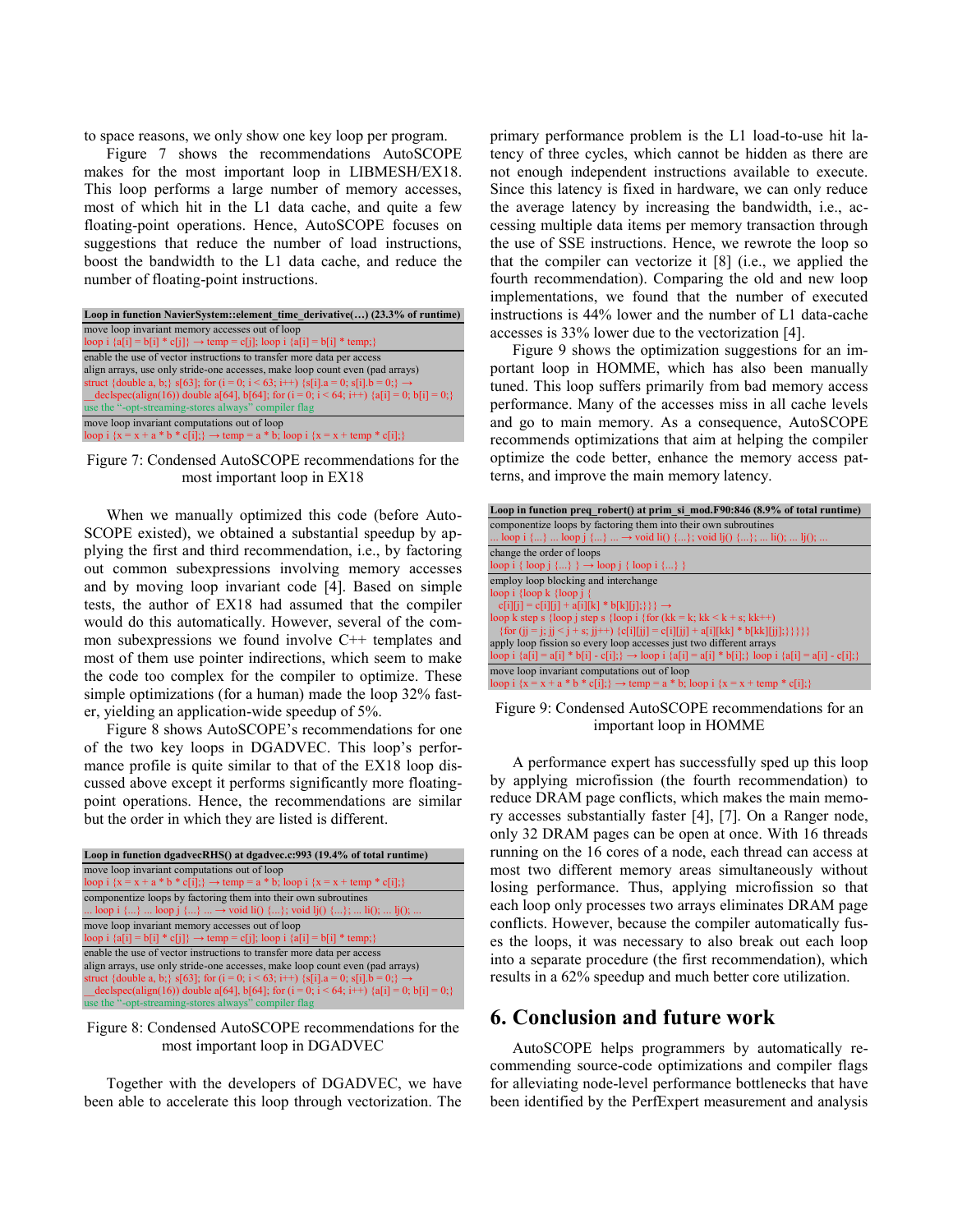to space reasons, we only show one key loop per program.

Figure 7 shows the recommendations AutoSCOPE makes for the most important loop in LIBMESH/EX18. This loop performs a large number of memory accesses, most of which hit in the L1 data cache, and quite a few floating-point operations. Hence, AutoSCOPE focuses on suggestions that reduce the number of load instructions, boost the bandwidth to the L1 data cache, and reduce the number of floating-point instructions.

| Loop in function NavierSystem::element_time_derivative(…) (23.3% of runtime) |
|---|
| move loop invariant memory accesses out of loop<br>loop i {a[i] = b[i] * c[j]} → temp = c[j]; loop i {a[i] = b[i] * temp;} |
| enable the use of vector instructions to transfer more data per access<br>align arrays, use only stride-one accesses, make loop count even (pad arrays)<br>struct {double a, b;} s[63]; for (i = 0; i < 63; i++) {s[i].a = 0; s[i].b = 0;} → __declspec(align(16)) double a[64], b[64]; for (i = 0; i < 64; i++) {a[i] = 0; b[i] = 0;}<br>use the "-opt-streaming-stores always" compiler flag |
| move loop invariant computations out of loop<br>loop i {x = x + a * b * c[i];} → temp = a * b; loop i {x = x + temp * c[i];} |

Figure 7: Condensed AutoSCOPE recommendations for the most important loop in EX18

When we manually optimized this code (before AutoSCOPE existed), we obtained a substantial speedup by applying the first and third recommendation, i.e., by factoring out common subexpressions involving memory accesses and by moving loop invariant code [4]. Based on simple tests, the author of EX18 had assumed that the compiler would do this automatically. However, several of the common subexpressions we found involve C++ templates and most of them use pointer indirections, which seem to make the code too complex for the compiler to optimize. These simple optimizations (for a human) made the loop 32% faster, yielding an application-wide speedup of 5%.

Figure 8 shows AutoSCOPE's recommendations for one of the two key loops in DGADVEC. This loop's performance profile is quite similar to that of the EX18 loop discussed above except it performs significantly more floating-point operations. Hence, the recommendations are similar but the order in which they are listed is different.

| Loop in function dgadvecRHS() at dgadvec.c:993 (19.4% of total runtime) |
|---|
| move loop invariant computations out of loop<br>loop i {x = x + a * b * c[i];} → temp = a * b; loop i {x = x + temp * c[i];} |
| componentize loops by factoring them into their own subroutines<br>... loop i {...} ... loop j {...} ... → void li() {...}; void lj() {...}; ... li(); ... lj(); ... |
| move loop invariant memory accesses out of loop<br>loop i {a[i] = b[i] * c[j]} → temp = c[j]; loop i {a[i] = b[i] * temp;} |
| enable the use of vector instructions to transfer more data per access<br>align arrays, use only stride-one accesses, make loop count even (pad arrays)<br>struct {double a, b;} s[63]; for (i = 0; i < 63; i++) {s[i].a = 0; s[i].b = 0;} → __declspec(align(16)) double a[64], b[64]; for (i = 0; i < 64; i++) {a[i] = 0; b[i] = 0;}<br>use the "-opt-streaming-stores always" compiler flag |

Figure 8: Condensed AutoSCOPE recommendations for the most important loop in DGADVEC

Together with the developers of DGADVEC, we have been able to accelerate this loop through vectorization. The primary performance problem is the L1 load-to-use hit latency of three cycles, which cannot be hidden as there are not enough independent instructions available to execute. Since this latency is fixed in hardware, we can only reduce the average latency by increasing the bandwidth, i.e., accessing multiple data items per memory transaction through the use of SSE instructions. Hence, we rewrote the loop so that the compiler can vectorize it [8] (i.e., we applied the fourth recommendation). Comparing the old and new loop implementations, we found that the number of executed instructions is 44% lower and the number of L1 data-cache accesses is 33% lower due to the vectorization [4].

Figure 9 shows the optimization suggestions for an important loop in HOMME, which has also been manually tuned. This loop suffers primarily from bad memory access performance. Many of the accesses miss in all cache levels and go to main memory. As a consequence, AutoSCOPE recommends optimizations that aim at helping the compiler optimize the code better, enhance the memory access patterns, and improve the main memory latency.

| Loop in function preq_robert() at prim_si_mod.F90:846 (8.9% of total runtime) |
|---|
| componentize loops by factoring them into their own subroutines<br>... loop i {...} ... loop j {...} ... → void li() {...}; void lj() {...}; ... li(); ... lj(); ... |
| change the order of loops<br>loop i { loop j {...} } → loop j { loop i {...} } |
| employ loop blocking and interchange<br>loop i {loop k {loop j { c[i][j] = c[i][j] + a[i][k] * b[k][j];}}} → loop k step s {loop j step s {loop i {for (kk = k; kk < k + s; kk++) {for (jj = j; jj < j + s; jj++) {c[i][jj] = c[i][jj] + a[i][kk] * b[kk][jj];}}}}}<br>apply loop fission so every loop accesses just two different arrays<br>loop i {a[i] = a[i] * b[i] - c[i];} → loop i {a[i] = a[i] * b[i];} loop i {a[i] = a[i] - c[i];} |
| move loop invariant computations out of loop<br>loop i {x = x + a * b * c[i];} → temp = a * b; loop i {x = x + temp * c[i];} |

Figure 9: Condensed AutoSCOPE recommendations for an important loop in HOMME

A performance expert has successfully sped up this loop by applying microfission (the fourth recommendation) to reduce DRAM page conflicts, which makes the main memory accesses substantially faster [4], [7]. On a Ranger node, only 32 DRAM pages can be open at once. With 16 threads running on the 16 cores of a node, each thread can access at most two different memory areas simultaneously without losing performance. Thus, applying microfission so that each loop only processes two arrays eliminates DRAM page conflicts. However, because the compiler automatically fuses the loops, it was necessary to also break out each loop into a separate procedure (the first recommendation), which results in a 62% speedup and much better core utilization.

## 6. Conclusion and future work

AutoSCOPE helps programmers by automatically recommending source-code optimizations and compiler flags for alleviating node-level performance bottlenecks that have been identified by the PerfExpert measurement and analysis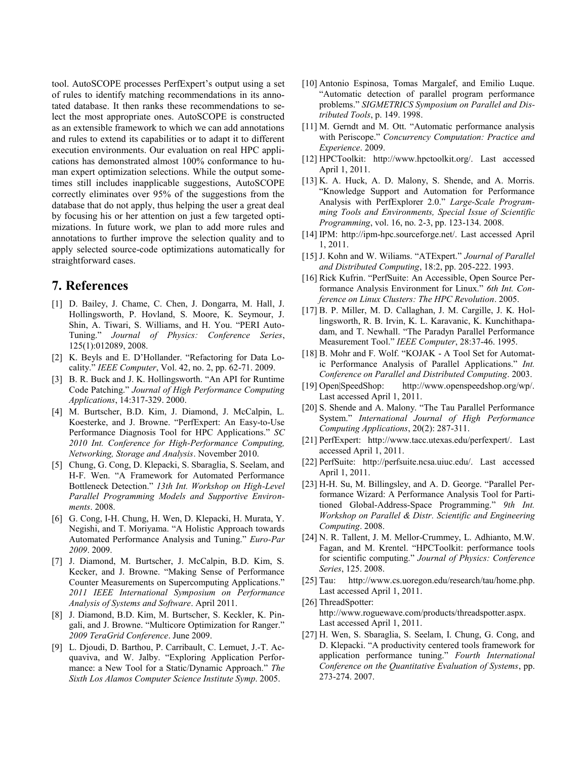tool. AutoSCOPE processes PerfExpert's output using a set of rules to identify matching recommendations in its annotated database. It then ranks these recommendations to select the most appropriate ones. AutoSCOPE is constructed as an extensible framework to which we can add annotations and rules to extend its capabilities or to adapt it to different execution environments. Our evaluation on real HPC applications has demonstrated almost 100% conformance to human expert optimization selections. While the output sometimes still includes inapplicable suggestions, AutoSCOPE correctly eliminates over 95% of the suggestions from the database that do not apply, thus helping the user a great deal by focusing his or her attention on just a few targeted optimizations. In future work, we plan to add more rules and annotations to further improve the selection quality and to apply selected source-code optimizations automatically for straightforward cases.

# 7. References

[1] D. Bailey, J. Chame, C. Chen, J. Dongarra, M. Hall, J. Hollingsworth, P. Hovland, S. Moore, K. Seymour, J. Shin, A. Tiwari, S. Williams, and H. You. "PERI Auto-Tuning." *Journal of Physics: Conference Series*, 125(1):012089, 2008.

[2] K. Beyls and E. D'Hollander. "Refactoring for Data Locality." *IEEE Computer*, Vol. 42, no. 2, pp. 62-71. 2009.

[3] B. R. Buck and J. K. Hollingsworth. "An API for Runtime Code Patching." *Journal of High Performance Computing Applications*, 14:317-329. 2000.

[4] M. Burtscher, B.D. Kim, J. Diamond, J. McCalpin, L. Koesterke, and J. Browne. "PerfExpert: An Easy-to-Use Performance Diagnosis Tool for HPC Applications." *SC 2010 Int. Conference for High-Performance Computing, Networking, Storage and Analysis*. November 2010.

[5] Chung, G. Cong, D. Klepacki, S. Sbaraglia, S. Seelam, and H-F. Wen. "A Framework for Automated Performance Bottleneck Detection." *13th Int. Workshop on High-Level Parallel Programming Models and Supportive Environments*. 2008.

[6] G. Cong, I-H. Chung, H. Wen, D. Klepacki, H. Murata, Y. Negishi, and T. Moriyama. "A Holistic Approach towards Automated Performance Analysis and Tuning." *Euro-Par 2009*. 2009.

[7] J. Diamond, M. Burtscher, J. McCalpin, B.D. Kim, S. Kecker, and J. Browne. "Making Sense of Performance Counter Measurements on Supercomputing Applications." *2011 IEEE International Symposium on Performance Analysis of Systems and Software*. April 2011.

[8] J. Diamond, B.D. Kim, M. Burtscher, S. Keckler, K. Pingali, and J. Browne. "Multicore Optimization for Ranger." *2009 TeraGrid Conference*. June 2009.

[9] L. Djoudi, D. Barthou, P. Carribault, C. Lemuet, J.-T. Acquaviva, and W. Jalby. "Exploring Application Performance: a New Tool for a Static/Dynamic Approach." *The Sixth Los Alamos Computer Science Institute Symp*. 2005.

[10] Antonio Espinosa, Tomas Margalef, and Emilio Luque. "Automatic detection of parallel program performance problems." *SIGMETRICS Symposium on Parallel and Distributed Tools*, p. 149. 1998.

[11] M. Gerndt and M. Ott. "Automatic performance analysis with Periscope." *Concurrency Computation: Practice and Experience*. 2009.

[12] HPCToolkit: http://www.hpctoolkit.org/. Last accessed April 1, 2011.

[13] K. A. Huck, A. D. Malony, S. Shende, and A. Morris. "Knowledge Support and Automation for Performance Analysis with PerfExplorer 2.0." *Large-Scale Programming Tools and Environments, Special Issue of Scientific Programming*, vol. 16, no. 2-3, pp. 123-134. 2008.

[14] IPM: http://ipm-hpc.sourceforge.net/. Last accessed April 1, 2011.

[15] J. Kohn and W. Wiliams. "ATExpert." *Journal of Parallel and Distributed Computing*, 18:2, pp. 205-222. 1993.

[16] Rick Kufrin. "PerfSuite: An Accessible, Open Source Performance Analysis Environment for Linux." *6th Int. Conference on Linux Clusters: The HPC Revolution*. 2005.

[17] B. P. Miller, M. D. Callaghan, J. M. Cargille, J. K. Hollingsworth, R. B. Irvin, K. L. Karavanic, K. Kunchithapadam, and T. Newhall. "The Paradyn Parallel Performance Measurement Tool." *IEEE Computer*, 28:37-46. 1995.

[18] B. Mohr and F. Wolf. "KOJAK - A Tool Set for Automatic Performance Analysis of Parallel Applications." *Int. Conference on Parallel and Distributed Computing*. 2003.

[19] Open|SpeedShop: http://www.openspeedshop.org/wp/. Last accessed April 1, 2011.

[20] S. Shende and A. Malony. "The Tau Parallel Performance System." *International Journal of High Performance Computing Applications*, 20(2): 287-311.

[21] PerfExpert: http://www.tacc.utexas.edu/perfexpert/. Last accessed April 1, 2011.

[22] PerfSuite: http://perfsuite.ncsa.uiuc.edu/. Last accessed April 1, 2011.

[23] H-H. Su, M. Billingsley, and A. D. George. "Parallel Performance Wizard: A Performance Analysis Tool for Partitioned Global-Address-Space Programming." *9th Int. Workshop on Parallel & Distr. Scientific and Engineering Computing*. 2008.

[24] N. R. Tallent, J. M. Mellor-Crummey, L. Adhianto, M.W. Fagan, and M. Krentel. "HPCToolkit: performance tools for scientific computing." *Journal of Physics: Conference Series*, 125. 2008.

[25] Tau: http://www.cs.uoregon.edu/research/tau/home.php. Last accessed April 1, 2011.

[26] ThreadSpotter: http://www.roguewave.com/products/threadspotter.aspx. Last accessed April 1, 2011.

[27] H. Wen, S. Sbaraglia, S. Seelam, I. Chung, G. Cong, and D. Klepacki. "A productivity centered tools framework for application performance tuning." *Fourth International Conference on the Quantitative Evaluation of Systems*, pp. 273-274. 2007.